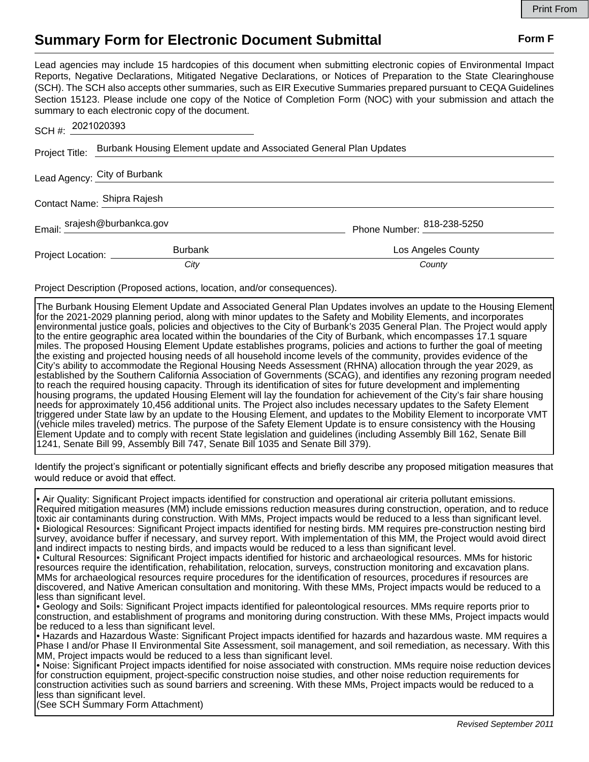Print From

# Summary Form for Electronic Document Submittal

**Form F**

Lead agencies may include 15 hardcopies of this document when submitting electronic copies of Environmental Impact Reports, Negative Declarations, Mitigated Negative Declarations, or Notices of Preparation to the State Clearinghouse (SCH). The SCH also accepts other summaries, such as EIR Executive Summaries prepared pursuant to CEQA Guidelines Section 15123. Please include one copy of the Notice of Completion Form (NOC) with your submission and attach the summary to each electronic copy of the document.

SCH #: 2021020393

Project Title: Burbank Housing Element update and Associated General Plan Updates

Lead Agency: City of Burbank

Contact Name: Shipra Rajesh

Email: srajesh@burbankca.gov Phone Number: 818-238-5250

Project Location: Burbank (*City*) Los Angeles County (*County*)

Project Description (Proposed actions, location, and/or consequences).

The Burbank Housing Element Update and Associated General Plan Updates involves an update to the Housing Element for the 2021-2029 planning period, along with minor updates to the Safety and Mobility Elements, and incorporates environmental justice goals, policies and objectives to the City of Burbank's 2035 General Plan. The Project would apply to the entire geographic area located within the boundaries of the City of Burbank, which encompasses 17.1 square miles. The proposed Housing Element Update establishes programs, policies and actions to further the goal of meeting the existing and projected housing needs of all household income levels of the community, provides evidence of the City's ability to accommodate the Regional Housing Needs Assessment (RHNA) allocation through the year 2029, as established by the Southern California Association of Governments (SCAG), and identifies any rezoning program needed to reach the required housing capacity. Through its identification of sites for future development and implementing housing programs, the updated Housing Element will lay the foundation for achievement of the City's fair share housing needs for approximately 10,456 additional units. The Project also includes necessary updates to the Safety Element triggered under State law by an update to the Housing Element, and updates to the Mobility Element to incorporate VMT (vehicle miles traveled) metrics. The purpose of the Safety Element Update is to ensure consistency with the Housing Element Update and to comply with recent State legislation and guidelines (including Assembly Bill 162, Senate Bill 1241, Senate Bill 99, Assembly Bill 747, Senate Bill 1035 and Senate Bill 379).

Identify the project's significant or potentially significant effects and briefly describe any proposed mitigation measures that would reduce or avoid that effect.

- Air Quality: Significant Project impacts identified for construction and operational air criteria pollutant emissions. Required mitigation measures (MM) include emissions reduction measures during construction, operation, and to reduce toxic air contaminants during construction. With MMs, Project impacts would be reduced to a less than significant level.
- Biological Resources: Significant Project impacts identified for nesting birds. MM requires pre-construction nesting bird survey, avoidance buffer if necessary, and survey report. With implementation of this MM, the Project would avoid direct and indirect impacts to nesting birds, and impacts would be reduced to a less than significant level.
- Cultural Resources: Significant Project impacts identified for historic and archaeological resources. MMs for historic resources require the identification, rehabilitation, relocation, surveys, construction monitoring and excavation plans. MMs for archaeological resources require procedures for the identification of resources, procedures if resources are discovered, and Native American consultation and monitoring. With these MMs, Project impacts would be reduced to a less than significant level.
- Geology and Soils: Significant Project impacts identified for paleontological resources. MMs require reports prior to construction, and establishment of programs and monitoring during construction. With these MMs, Project impacts would be reduced to a less than significant level.
- Hazards and Hazardous Waste: Significant Project impacts identified for hazards and hazardous waste. MM requires a Phase I and/or Phase II Environmental Site Assessment, soil management, and soil remediation, as necessary. With this MM, Project impacts would be reduced to a less than significant level.
- Noise: Significant Project impacts identified for noise associated with construction. MMs require noise reduction devices for construction equipment, project-specific construction noise studies, and other noise reduction requirements for construction activities such as sound barriers and screening. With these MMs, Project impacts would be reduced to a less than significant level.

(See SCH Summary Form Attachment)

*Revised September 2011*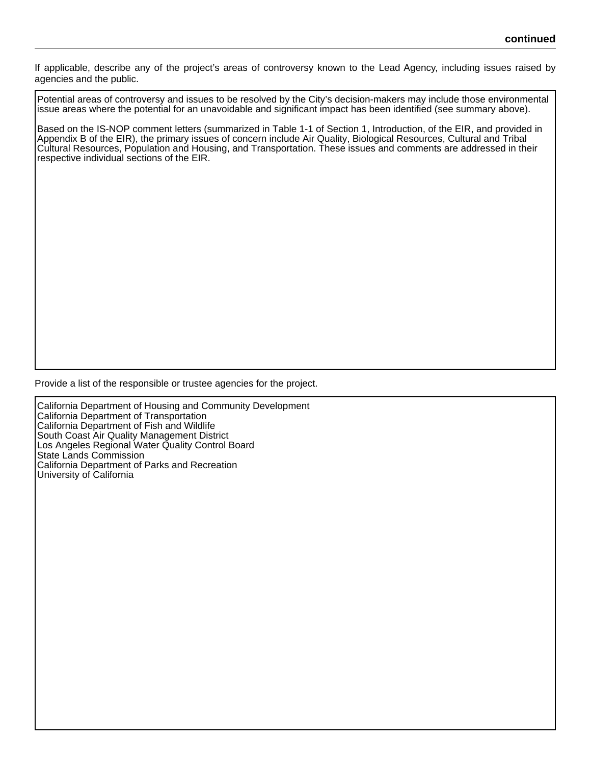**continued**

If applicable, describe any of the project's areas of controversy known to the Lead Agency, including issues raised by agencies and the public.

Potential areas of controversy and issues to be resolved by the City's decision-makers may include those environmental issue areas where the potential for an unavoidable and significant impact has been identified (see summary above).

Based on the IS-NOP comment letters (summarized in Table 1-1 of Section 1, Introduction, of the EIR, and provided in Appendix B of the EIR), the primary issues of concern include Air Quality, Biological Resources, Cultural and Tribal Cultural Resources, Population and Housing, and Transportation. These issues and comments are addressed in their respective individual sections of the EIR.

Provide a list of the responsible or trustee agencies for the project.

California Department of Housing and Community Development
California Department of Transportation
California Department of Fish and Wildlife
South Coast Air Quality Management District
Los Angeles Regional Water Quality Control Board
State Lands Commission
California Department of Parks and Recreation
University of California